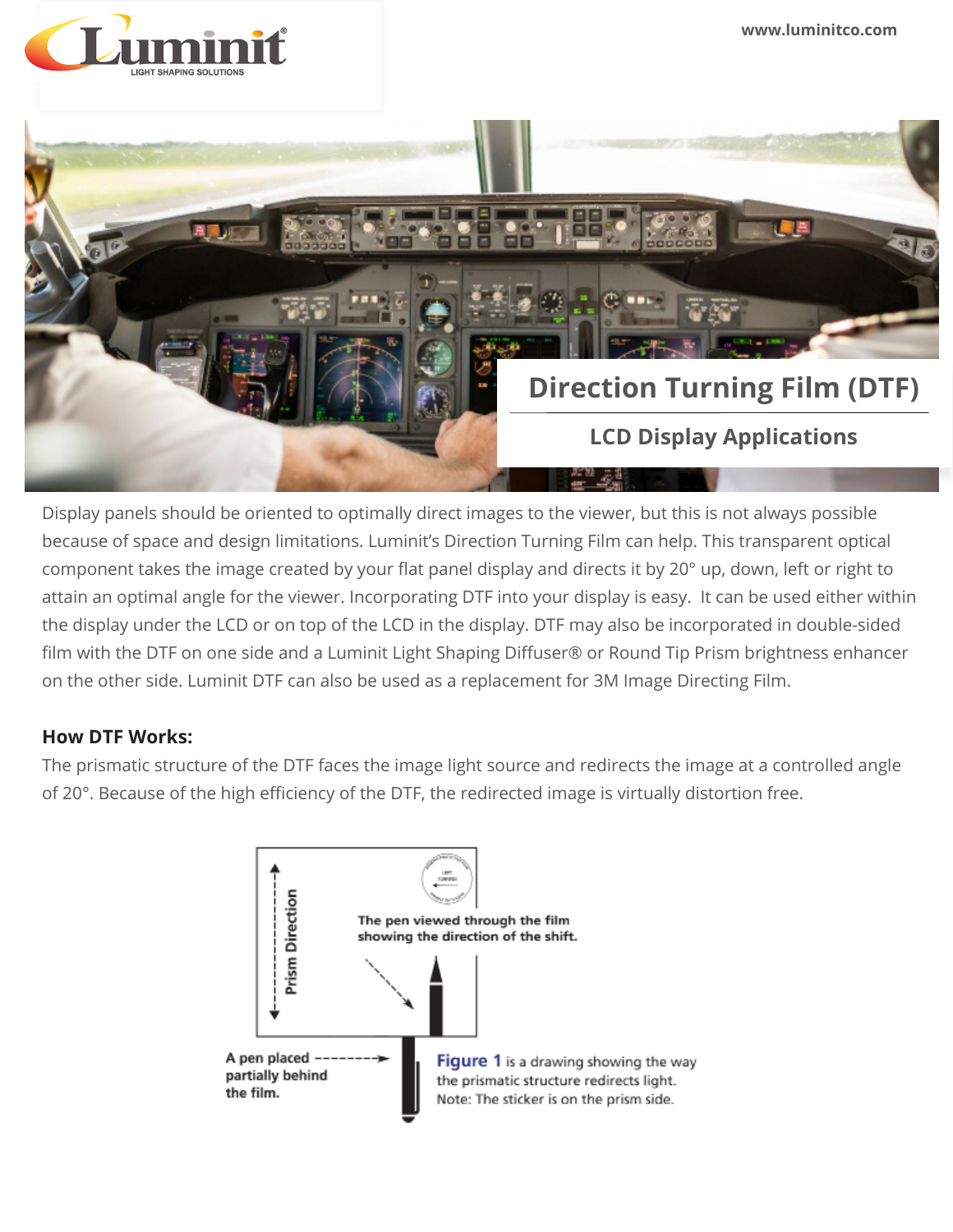# Direction Turning Film (DTF)

## LCD Display Applications

Display panels should be oriented to optimally direct images to the viewer, but this is not always possible because of space and design limitations. Luminit's Direction Turning Film can help. This transparent optical component takes the image created by your flat panel display and directs it by 20° up, down, left or right to attain an optimal angle for the viewer. Incorporating DTF into your display is easy. It can be used either within the display under the LCD or on top of the LCD in the display. DTF may also be incorporated in double-sided film with the DTF on one side and a Luminit Light Shaping Diffuser® or Round Tip Prism brightness enhancer on the other side. Luminit DTF can also be used as a replacement for 3M Image Directing Film.

### How DTF Works:

The prismatic structure of the DTF faces the image light source and redirects the image at a controlled angle of 20°. Because of the high efficiency of the DTF, the redirected image is virtually distortion free.

Prism Direction

The pen viewed through the film showing the direction of the shift.

A pen placed partially behind the film.

**Figure 1** is a drawing showing the way the prismatic structure redirects light. Note: The sticker is on the prism side.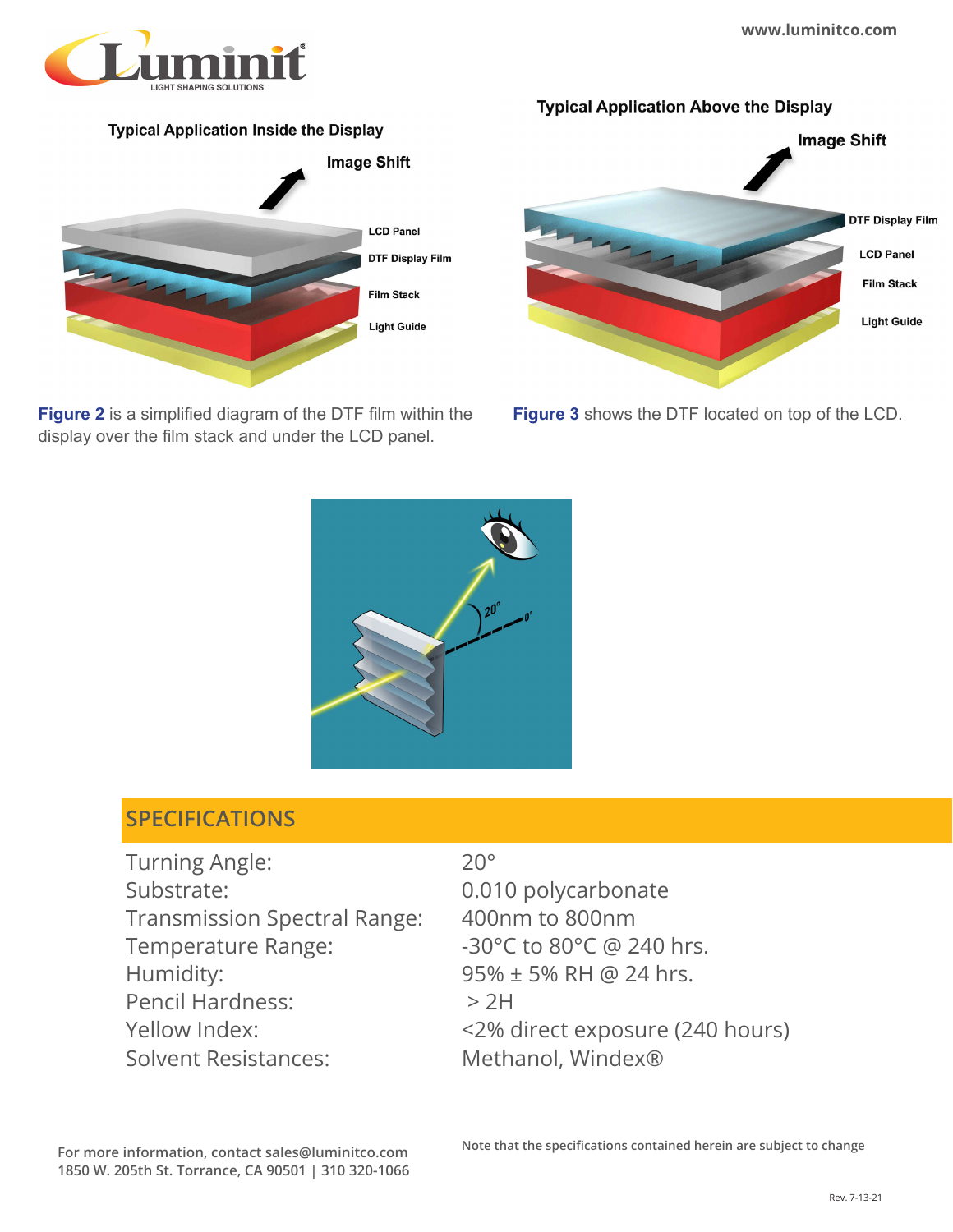### Typical Application Inside the Display

Image Shift

LCD Panel

DTF Display Film

Film Stack

Light Guide

**Figure 2** is a simplified diagram of the DTF film within the display over the film stack and under the LCD panel.

### Typical Application Above the Display

Image Shift

DTF Display Film

LCD Panel

Film Stack

Light Guide

**Figure 3** shows the DTF located on top of the LCD.

20°

0°

## SPECIFICATIONS

| | |
|---|---|
| Turning Angle: | 20° |
| Substrate: | 0.010 polycarbonate |
| Transmission Spectral Range: | 400nm to 800nm |
| Temperature Range: | -30°C to 80°C @ 240 hrs. |
| Humidity: | 95% ± 5% RH @ 24 hrs. |
| Pencil Hardness: | > 2H |
| Yellow Index: | <2% direct exposure (240 hours) |
| Solvent Resistances: | Methanol, Windex® |

For more information, contact sales@luminitco.com
1850 W. 205th St. Torrance, CA 90501 | 310 320-1066

Note that the specifications contained herein are subject to change

Rev. 7-13-21